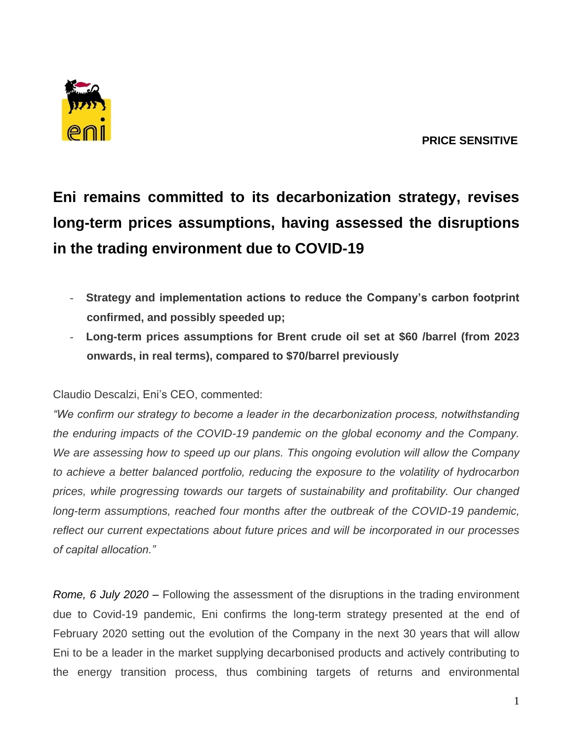**PRICE SENSITIVE**

# Eni remains committed to its decarbonization strategy, revises long-term prices assumptions, having assessed the disruptions in the trading environment due to COVID-19

- **Strategy and implementation actions to reduce the Company's carbon footprint confirmed, and possibly speeded up;**
- **Long-term prices assumptions for Brent crude oil set at $60 /barrel (from 2023 onwards, in real terms), compared to $70/barrel previously**

Claudio Descalzi, Eni's CEO, commented:

*"We confirm our strategy to become a leader in the decarbonization process, notwithstanding the enduring impacts of the COVID-19 pandemic on the global economy and the Company. We are assessing how to speed up our plans. This ongoing evolution will allow the Company to achieve a better balanced portfolio, reducing the exposure to the volatility of hydrocarbon prices, while progressing towards our targets of sustainability and profitability. Our changed long-term assumptions, reached four months after the outbreak of the COVID-19 pandemic, reflect our current expectations about future prices and will be incorporated in our processes of capital allocation."*

*Rome, 6 July 2020* – Following the assessment of the disruptions in the trading environment due to Covid-19 pandemic, Eni confirms the long-term strategy presented at the end of February 2020 setting out the evolution of the Company in the next 30 years that will allow Eni to be a leader in the market supplying decarbonised products and actively contributing to the energy transition process, thus combining targets of returns and environmental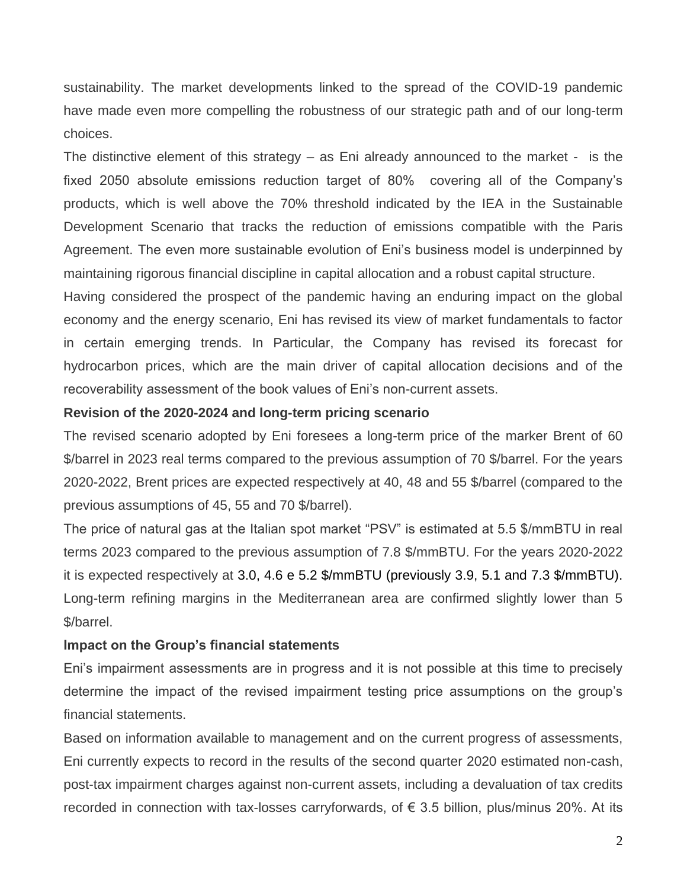sustainability. The market developments linked to the spread of the COVID-19 pandemic have made even more compelling the robustness of our strategic path and of our long-term choices.

The distinctive element of this strategy – as Eni already announced to the market - is the fixed 2050 absolute emissions reduction target of 80% covering all of the Company's products, which is well above the 70% threshold indicated by the IEA in the Sustainable Development Scenario that tracks the reduction of emissions compatible with the Paris Agreement. The even more sustainable evolution of Eni's business model is underpinned by maintaining rigorous financial discipline in capital allocation and a robust capital structure.

Having considered the prospect of the pandemic having an enduring impact on the global economy and the energy scenario, Eni has revised its view of market fundamentals to factor in certain emerging trends. In Particular, the Company has revised its forecast for hydrocarbon prices, which are the main driver of capital allocation decisions and of the recoverability assessment of the book values of Eni's non-current assets.

**Revision of the 2020-2024 and long-term pricing scenario**

The revised scenario adopted by Eni foresees a long-term price of the marker Brent of 60 $/barrel in 2023 real terms compared to the previous assumption of 70 $/barrel. For the years 2020-2022, Brent prices are expected respectively at 40, 48 and 55 $/barrel (compared to the previous assumptions of 45, 55 and 70 $/barrel).

The price of natural gas at the Italian spot market "PSV" is estimated at 5.5 $/mmBTU in real terms 2023 compared to the previous assumption of 7.8 $/mmBTU. For the years 2020-2022 it is expected respectively at 3.0, 4.6 e 5.2 $/mmBTU (previously 3.9, 5.1 and 7.3 $/mmBTU). Long-term refining margins in the Mediterranean area are confirmed slightly lower than 5 $/barrel.

**Impact on the Group's financial statements**

Eni's impairment assessments are in progress and it is not possible at this time to precisely determine the impact of the revised impairment testing price assumptions on the group's financial statements.

Based on information available to management and on the current progress of assessments, Eni currently expects to record in the results of the second quarter 2020 estimated non-cash, post-tax impairment charges against non-current assets, including a devaluation of tax credits recorded in connection with tax-losses carryforwards, of € 3.5 billion, plus/minus 20%. At its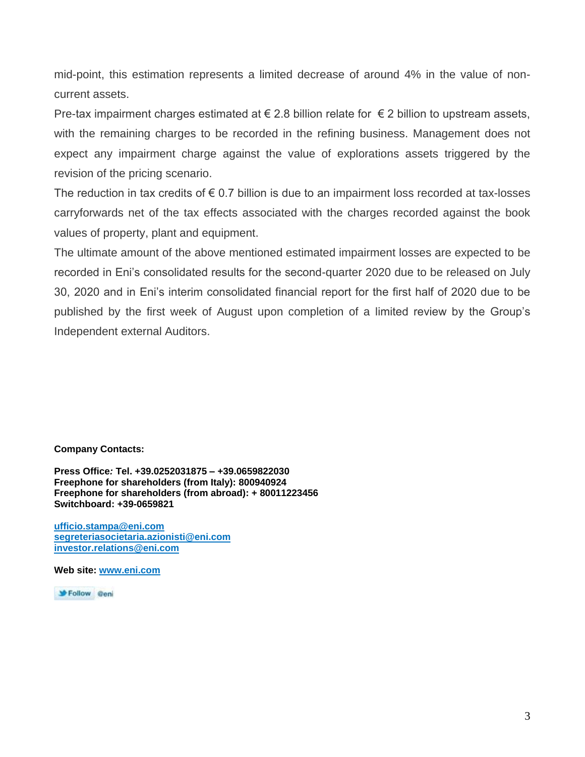mid-point, this estimation represents a limited decrease of around 4% in the value of non-current assets.

Pre-tax impairment charges estimated at € 2.8 billion relate for € 2 billion to upstream assets, with the remaining charges to be recorded in the refining business. Management does not expect any impairment charge against the value of explorations assets triggered by the revision of the pricing scenario.

The reduction in tax credits of € 0.7 billion is due to an impairment loss recorded at tax-losses carryforwards net of the tax effects associated with the charges recorded against the book values of property, plant and equipment.

The ultimate amount of the above mentioned estimated impairment losses are expected to be recorded in Eni's consolidated results for the second-quarter 2020 due to be released on July 30, 2020 and in Eni's interim consolidated financial report for the first half of 2020 due to be published by the first week of August upon completion of a limited review by the Group's Independent external Auditors.

**Company Contacts:**

**Press Office: Tel. +39.0252031875 – +39.0659822030**
**Freephone for shareholders (from Italy): 800940924**
**Freephone for shareholders (from abroad): + 80011223456**
**Switchboard: +39-0659821**

**ufficio.stampa@eni.com**
**segreteriasocietaria.azionisti@eni.com**
**investor.relations@eni.com**

**Web site: www.eni.com**

Follow @eni